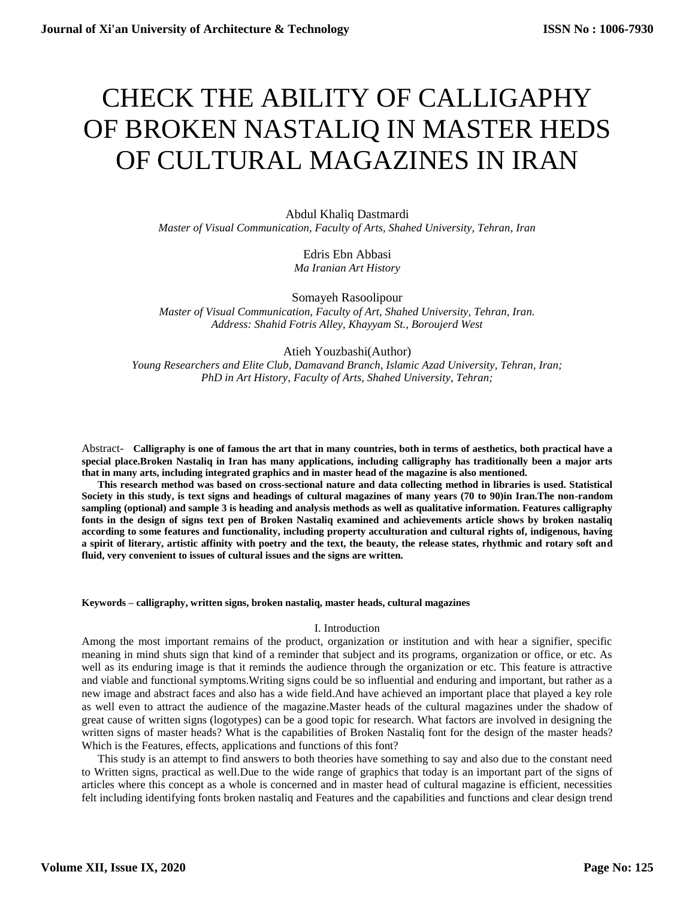# CHECK THE ABILITY OF CALLIGAPHY OF BROKEN NASTALIQ IN MASTER HEDS OF CULTURAL MAGAZINES IN IRAN

Abdul Khaliq Dastmardi
*Master of Visual Communication, Faculty of Arts, Shahed University, Tehran, Iran*

Edris Ebn Abbasi
*Ma Iranian Art History*

Somayeh Rasoolipour
*Master of Visual Communication, Faculty of Art, Shahed University, Tehran, Iran.*
*Address: Shahid Fotris Alley, Khayyam St., Boroujerd West*

Atieh Youzbashi(Author)
*Young Researchers and Elite Club, Damavand Branch, Islamic Azad University, Tehran, Iran;*
*PhD in Art History, Faculty of Arts, Shahed University, Tehran;*

Abstract- **Calligraphy is one of famous the art that in many countries, both in terms of aesthetics, both practical have a special place.Broken Nastaliq in Iran has many applications, including calligraphy has traditionally been a major arts that in many arts, including integrated graphics and in master head of the magazine is also mentioned.**

**This research method was based on cross-sectional nature and data collecting method in libraries is used. Statistical Society in this study, is text signs and headings of cultural magazines of many years (70 to 90)in Iran.The non-random sampling (optional) and sample 3 is heading and analysis methods as well as qualitative information. Features calligraphy fonts in the design of signs text pen of Broken Nastaliq examined and achievements article shows by broken nastaliq according to some features and functionality, including property acculturation and cultural rights of, indigenous, having a spirit of literary, artistic affinity with poetry and the text, the beauty, the release states, rhythmic and rotary soft and fluid, very convenient to issues of cultural issues and the signs are written.**

**Keywords – calligraphy, written signs, broken nastaliq, master heads, cultural magazines**

## I. Introduction

Among the most important remains of the product, organization or institution and with hear a signifier, specific meaning in mind shuts sign that kind of a reminder that subject and its programs, organization or office, or etc. As well as its enduring image is that it reminds the audience through the organization or etc. This feature is attractive and viable and functional symptoms.Writing signs could be so influential and enduring and important, but rather as a new image and abstract faces and also has a wide field.And have achieved an important place that played a key role as well even to attract the audience of the magazine.Master heads of the cultural magazines under the shadow of great cause of written signs (logotypes) can be a good topic for research. What factors are involved in designing the written signs of master heads? What is the capabilities of Broken Nastaliq font for the design of the master heads? Which is the Features, effects, applications and functions of this font?

This study is an attempt to find answers to both theories have something to say and also due to the constant need to Written signs, practical as well.Due to the wide range of graphics that today is an important part of the signs of articles where this concept as a whole is concerned and in master head of cultural magazine is efficient, necessities felt including identifying fonts broken nastaliq and Features and the capabilities and functions and clear design trend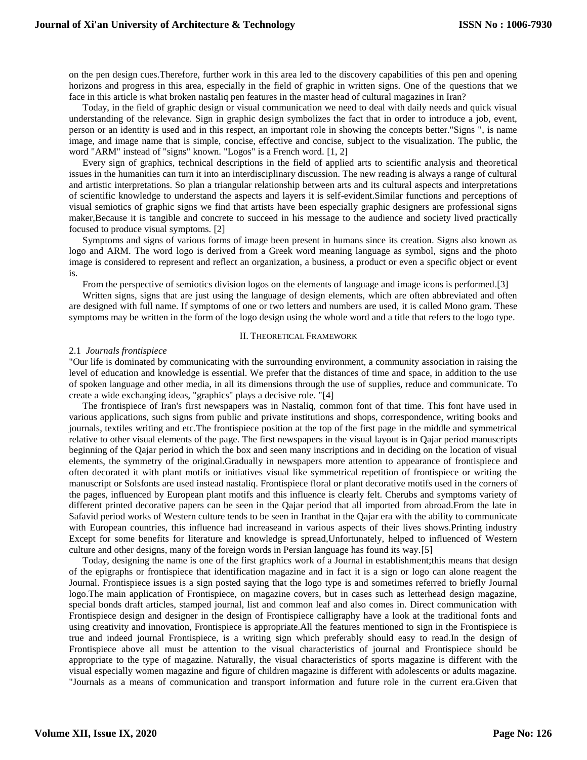on the pen design cues.Therefore, further work in this area led to the discovery capabilities of this pen and opening horizons and progress in this area, especially in the field of graphic in written signs. One of the questions that we face in this article is what broken nastaliq pen features in the master head of cultural magazines in Iran?

Today, in the field of graphic design or visual communication we need to deal with daily needs and quick visual understanding of the relevance. Sign in graphic design symbolizes the fact that in order to introduce a job, event, person or an identity is used and in this respect, an important role in showing the concepts better."Signs ", is name image, and image name that is simple, concise, effective and concise, subject to the visualization. The public, the word "ARM" instead of "signs" known. "Logos" is a French word. [1, 2]

Every sign of graphics, technical descriptions in the field of applied arts to scientific analysis and theoretical issues in the humanities can turn it into an interdisciplinary discussion. The new reading is always a range of cultural and artistic interpretations. So plan a triangular relationship between arts and its cultural aspects and interpretations of scientific knowledge to understand the aspects and layers it is self-evident.Similar functions and perceptions of visual semiotics of graphic signs we find that artists have been especially graphic designers are professional signs maker,Because it is tangible and concrete to succeed in his message to the audience and society lived practically focused to produce visual symptoms. [2]

Symptoms and signs of various forms of image been present in humans since its creation. Signs also known as logo and ARM. The word logo is derived from a Greek word meaning language as symbol, signs and the photo image is considered to represent and reflect an organization, a business, a product or even a specific object or event is.

From the perspective of semiotics division logos on the elements of language and image icons is performed.[3]

Written signs, signs that are just using the language of design elements, which are often abbreviated and often are designed with full name. If symptoms of one or two letters and numbers are used, it is called Mono gram. These symptoms may be written in the form of the logo design using the whole word and a title that refers to the logo type.

## II. Theoretical Framework

### 2.1 *Journals frontispiece*

"Our life is dominated by communicating with the surrounding environment, a community association in raising the level of education and knowledge is essential. We prefer that the distances of time and space, in addition to the use of spoken language and other media, in all its dimensions through the use of supplies, reduce and communicate. To create a wide exchanging ideas, "graphics" plays a decisive role. "[4]

The frontispiece of Iran's first newspapers was in Nastaliq, common font of that time. This font have used in various applications, such signs from public and private institutions and shops, correspondence, writing books and journals, textiles writing and etc.The frontispiece position at the top of the first page in the middle and symmetrical relative to other visual elements of the page. The first newspapers in the visual layout is in Qajar period manuscripts beginning of the Qajar period in which the box and seen many inscriptions and in deciding on the location of visual elements, the symmetry of the original.Gradually in newspapers more attention to appearance of frontispiece and often decorated it with plant motifs or initiatives visual like symmetrical repetition of frontispiece or writing the manuscript or Solsfonts are used instead nastaliq. Frontispiece floral or plant decorative motifs used in the corners of the pages, influenced by European plant motifs and this influence is clearly felt. Cherubs and symptoms variety of different printed decorative papers can be seen in the Qajar period that all imported from abroad.From the late in Safavid period works of Western culture tends to be seen in Iranthat in the Qajar era with the ability to communicate with European countries, this influence had increaseand in various aspects of their lives shows.Printing industry Except for some benefits for literature and knowledge is spread,Unfortunately, helped to influenced of Western culture and other designs, many of the foreign words in Persian language has found its way.[5]

Today, designing the name is one of the first graphics work of a Journal in establishment;this means that design of the epigraphs or frontispiece that identification magazine and in fact it is a sign or logo can alone reagent the Journal. Frontispiece issues is a sign posted saying that the logo type is and sometimes referred to briefly Journal logo.The main application of Frontispiece, on magazine covers, but in cases such as letterhead design magazine, special bonds draft articles, stamped journal, list and common leaf and also comes in. Direct communication with Frontispiece design and designer in the design of Frontispiece calligraphy have a look at the traditional fonts and using creativity and innovation, Frontispiece is appropriate.All the features mentioned to sign in the Frontispiece is true and indeed journal Frontispiece, is a writing sign which preferably should easy to read.In the design of Frontispiece above all must be attention to the visual characteristics of journal and Frontispiece should be appropriate to the type of magazine. Naturally, the visual characteristics of sports magazine is different with the visual especially women magazine and figure of children magazine is different with adolescents or adults magazine. "Journals as a means of communication and transport information and future role in the current era.Given that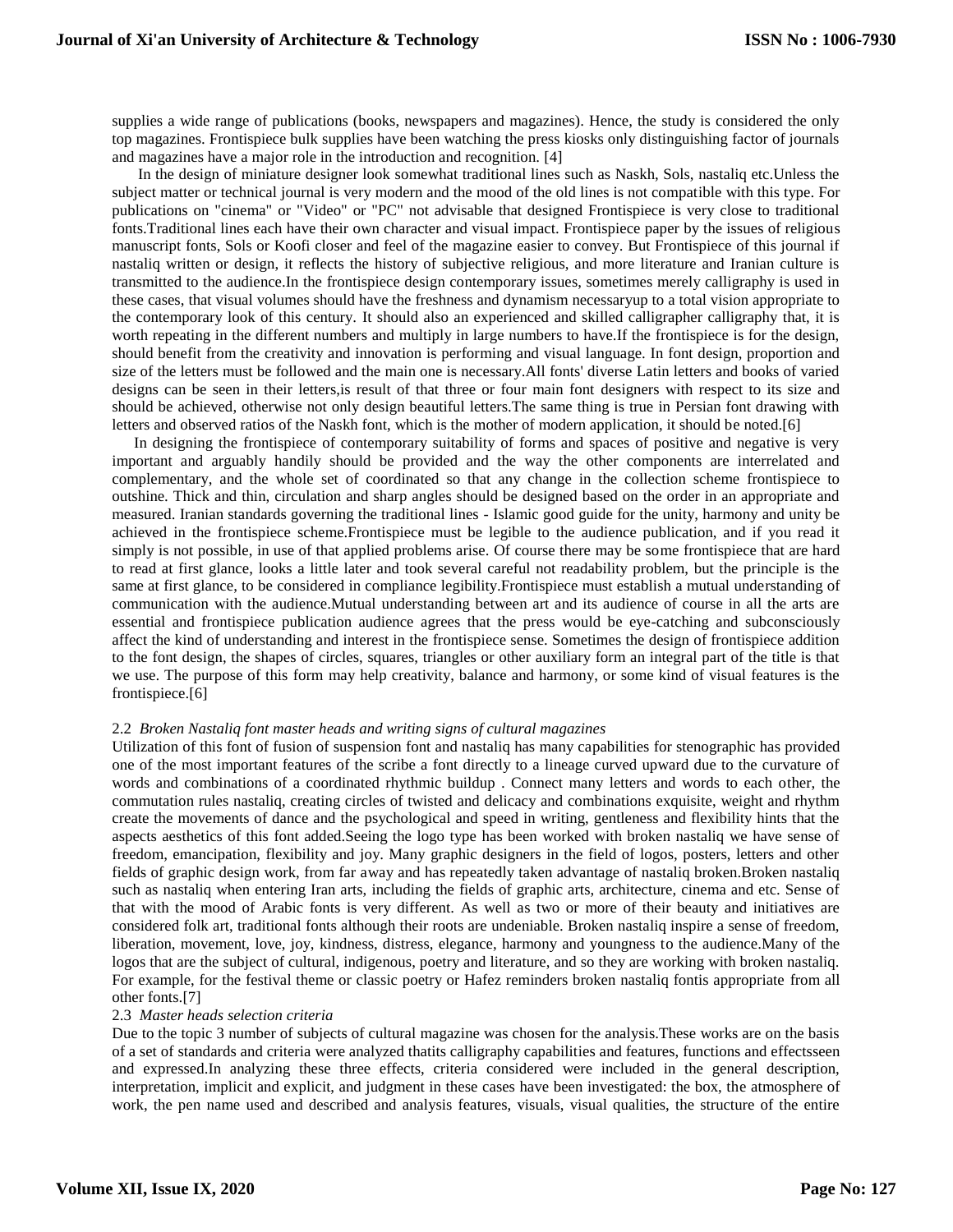supplies a wide range of publications (books, newspapers and magazines). Hence, the study is considered the only top magazines. Frontispiece bulk supplies have been watching the press kiosks only distinguishing factor of journals and magazines have a major role in the introduction and recognition. [4]

In the design of miniature designer look somewhat traditional lines such as Naskh, Sols, nastaliq etc.Unless the subject matter or technical journal is very modern and the mood of the old lines is not compatible with this type. For publications on "cinema" or "Video" or "PC" not advisable that designed Frontispiece is very close to traditional fonts.Traditional lines each have their own character and visual impact. Frontispiece paper by the issues of religious manuscript fonts, Sols or Koofi closer and feel of the magazine easier to convey. But Frontispiece of this journal if nastaliq written or design, it reflects the history of subjective religious, and more literature and Iranian culture is transmitted to the audience.In the frontispiece design contemporary issues, sometimes merely calligraphy is used in these cases, that visual volumes should have the freshness and dynamism necessaryup to a total vision appropriate to the contemporary look of this century. It should also an experienced and skilled calligrapher calligraphy that, it is worth repeating in the different numbers and multiply in large numbers to have.If the frontispiece is for the design, should benefit from the creativity and innovation is performing and visual language. In font design, proportion and size of the letters must be followed and the main one is necessary.All fonts' diverse Latin letters and books of varied designs can be seen in their letters,is result of that three or four main font designers with respect to its size and should be achieved, otherwise not only design beautiful letters.The same thing is true in Persian font drawing with letters and observed ratios of the Naskh font, which is the mother of modern application, it should be noted.[6]

In designing the frontispiece of contemporary suitability of forms and spaces of positive and negative is very important and arguably handily should be provided and the way the other components are interrelated and complementary, and the whole set of coordinated so that any change in the collection scheme frontispiece to outshine. Thick and thin, circulation and sharp angles should be designed based on the order in an appropriate and measured. Iranian standards governing the traditional lines - Islamic good guide for the unity, harmony and unity be achieved in the frontispiece scheme.Frontispiece must be legible to the audience publication, and if you read it simply is not possible, in use of that applied problems arise. Of course there may be some frontispiece that are hard to read at first glance, looks a little later and took several careful not readability problem, but the principle is the same at first glance, to be considered in compliance legibility.Frontispiece must establish a mutual understanding of communication with the audience.Mutual understanding between art and its audience of course in all the arts are essential and frontispiece publication audience agrees that the press would be eye-catching and subconsciously affect the kind of understanding and interest in the frontispiece sense. Sometimes the design of frontispiece addition to the font design, the shapes of circles, squares, triangles or other auxiliary form an integral part of the title is that we use. The purpose of this form may help creativity, balance and harmony, or some kind of visual features is the frontispiece.[6]

### 2.2 *Broken Nastaliq font master heads and writing signs of cultural magazines*

Utilization of this font of fusion of suspension font and nastaliq has many capabilities for stenographic has provided one of the most important features of the scribe a font directly to a lineage curved upward due to the curvature of words and combinations of a coordinated rhythmic buildup . Connect many letters and words to each other, the commutation rules nastaliq, creating circles of twisted and delicacy and combinations exquisite, weight and rhythm create the movements of dance and the psychological and speed in writing, gentleness and flexibility hints that the aspects aesthetics of this font added.Seeing the logo type has been worked with broken nastaliq we have sense of freedom, emancipation, flexibility and joy. Many graphic designers in the field of logos, posters, letters and other fields of graphic design work, from far away and has repeatedly taken advantage of nastaliq broken.Broken nastaliq such as nastaliq when entering Iran arts, including the fields of graphic arts, architecture, cinema and etc. Sense of that with the mood of Arabic fonts is very different. As well as two or more of their beauty and initiatives are considered folk art, traditional fonts although their roots are undeniable. Broken nastaliq inspire a sense of freedom, liberation, movement, love, joy, kindness, distress, elegance, harmony and youngness to the audience.Many of the logos that are the subject of cultural, indigenous, poetry and literature, and so they are working with broken nastaliq. For example, for the festival theme or classic poetry or Hafez reminders broken nastaliq fontis appropriate from all other fonts.[7]

### 2.3 *Master heads selection criteria*

Due to the topic 3 number of subjects of cultural magazine was chosen for the analysis.These works are on the basis of a set of standards and criteria were analyzed thatits calligraphy capabilities and features, functions and effectsseen and expressed.In analyzing these three effects, criteria considered were included in the general description, interpretation, implicit and explicit, and judgment in these cases have been investigated: the box, the atmosphere of work, the pen name used and described and analysis features, visuals, visual qualities, the structure of the entire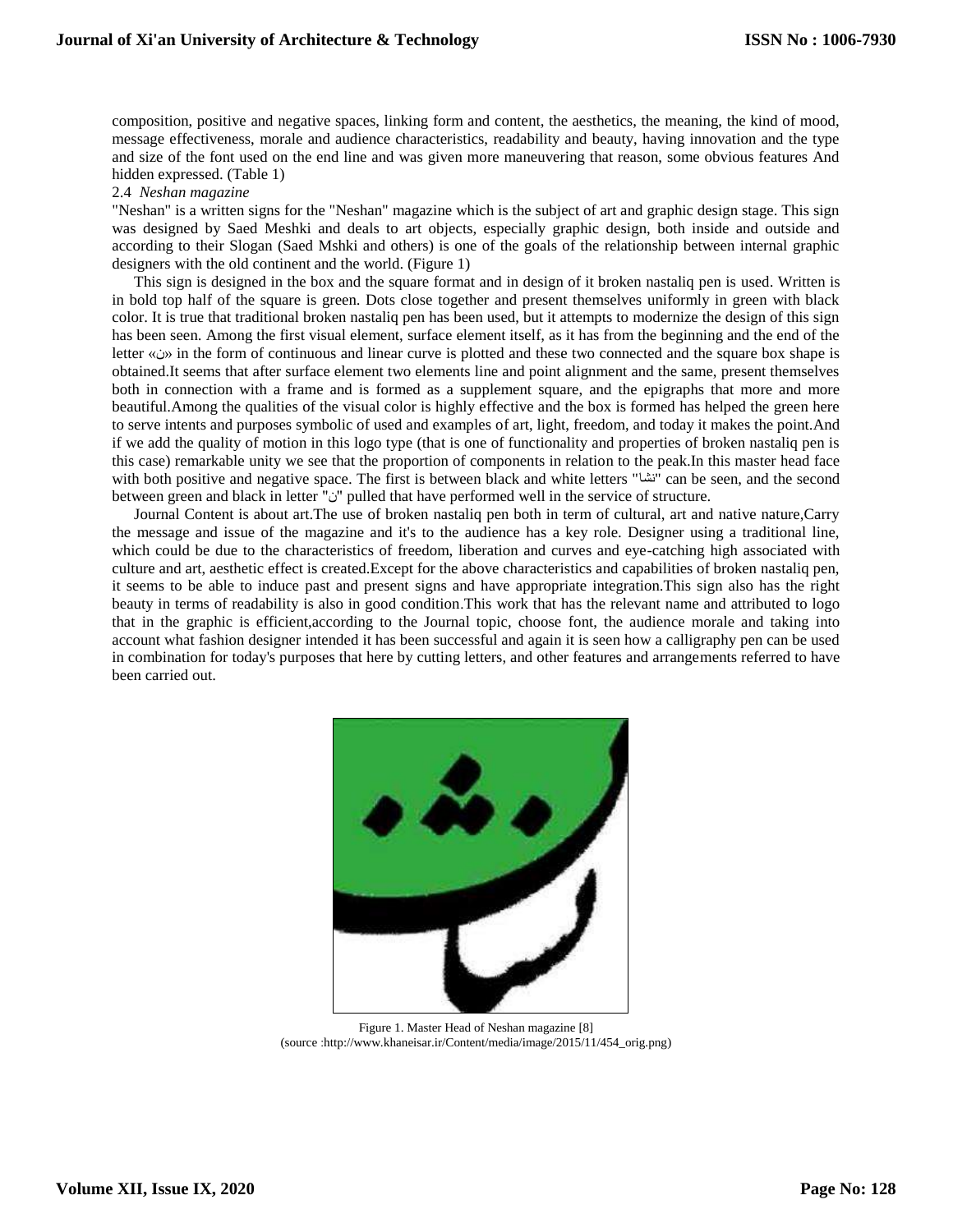composition, positive and negative spaces, linking form and content, the aesthetics, the meaning, the kind of mood, message effectiveness, morale and audience characteristics, readability and beauty, having innovation and the type and size of the font used on the end line and was given more maneuvering that reason, some obvious features And hidden expressed. (Table 1)

### 2.4 *Neshan magazine*

"Neshan" is a written signs for the "Neshan" magazine which is the subject of art and graphic design stage. This sign was designed by Saed Meshki and deals to art objects, especially graphic design, both inside and outside and according to their Slogan (Saed Mshki and others) is one of the goals of the relationship between internal graphic designers with the old continent and the world. (Figure 1)

This sign is designed in the box and the square format and in design of it broken nastaliq pen is used. Written is in bold top half of the square is green. Dots close together and present themselves uniformly in green with black color. It is true that traditional broken nastaliq pen has been used, but it attempts to modernize the design of this sign has been seen. Among the first visual element, surface element itself, as it has from the beginning and the end of the letter «ن» in the form of continuous and linear curve is plotted and these two connected and the square box shape is obtained.It seems that after surface element two elements line and point alignment and the same, present themselves both in connection with a frame and is formed as a supplement square, and the epigraphs that more and more beautiful.Among the qualities of the visual color is highly effective and the box is formed has helped the green here to serve intents and purposes symbolic of used and examples of art, light, freedom, and today it makes the point.And if we add the quality of motion in this logo type (that is one of functionality and properties of broken nastaliq pen is this case) remarkable unity we see that the proportion of components in relation to the peak.In this master head face with both positive and negative space. The first is between black and white letters "نشا" can be seen, and the second between green and black in letter "ن" pulled that have performed well in the service of structure.

Journal Content is about art.The use of broken nastaliq pen both in term of cultural, art and native nature,Carry the message and issue of the magazine and it's to the audience has a key role. Designer using a traditional line, which could be due to the characteristics of freedom, liberation and curves and eye-catching high associated with culture and art, aesthetic effect is created.Except for the above characteristics and capabilities of broken nastaliq pen, it seems to be able to induce past and present signs and have appropriate integration.This sign also has the right beauty in terms of readability is also in good condition.This work that has the relevant name and attributed to logo that in the graphic is efficient,according to the Journal topic, choose font, the audience morale and taking into account what fashion designer intended it has been successful and again it is seen how a calligraphy pen can be used in combination for today's purposes that here by cutting letters, and other features and arrangements referred to have been carried out.

Figure 1. Master Head of Neshan magazine [8]
(source :http://www.khaneisar.ir/Content/media/image/2015/11/454_orig.png)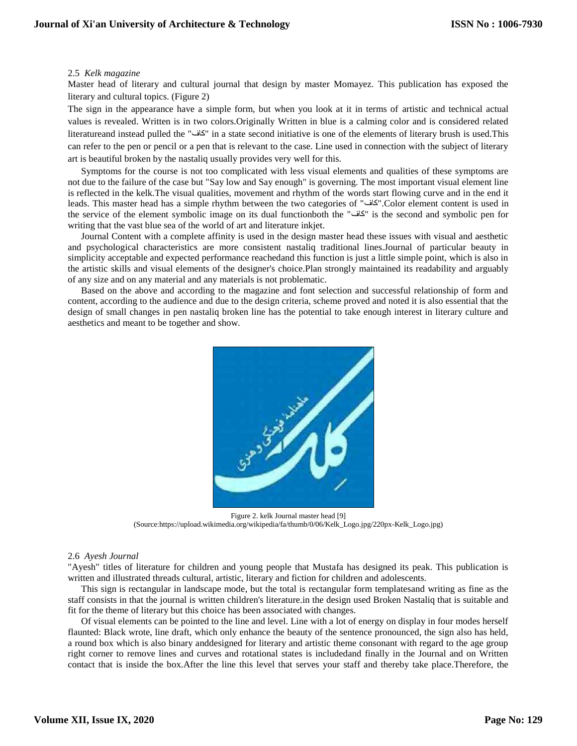### 2.5 *Kelk magazine*

Master head of literary and cultural journal that design by master Momayez. This publication has exposed the literary and cultural topics. (Figure 2)

The sign in the appearance have a simple form, but when you look at it in terms of artistic and technical actual values is revealed. Written is in two colors.Originally Written in blue is a calming color and is considered related literatureand instead pulled the "کاف" in a state second initiative is one of the elements of literary brush is used.This can refer to the pen or pencil or a pen that is relevant to the case. Line used in connection with the subject of literary art is beautiful broken by the nastaliq usually provides very well for this.

Symptoms for the course is not too complicated with less visual elements and qualities of these symptoms are not due to the failure of the case but "Say low and Say enough" is governing. The most important visual element line is reflected in the kelk.The visual qualities, movement and rhythm of the words start flowing curve and in the end it leads. This master head has a simple rhythm between the two categories of "کاف".Color element content is used in the service of the element symbolic image on its dual functionboth the "کاف" is the second and symbolic pen for writing that the vast blue sea of the world of art and literature inkjet.

Journal Content with a complete affinity is used in the design master head these issues with visual and aesthetic and psychological characteristics are more consistent nastaliq traditional lines.Journal of particular beauty in simplicity acceptable and expected performance reachedand this function is just a little simple point, which is also in the artistic skills and visual elements of the designer's choice.Plan strongly maintained its readability and arguably of any size and on any material and any materials is not problematic.

Based on the above and according to the magazine and font selection and successful relationship of form and content, according to the audience and due to the design criteria, scheme proved and noted it is also essential that the design of small changes in pen nastaliq broken line has the potential to take enough interest in literary culture and aesthetics and meant to be together and show.

Figure 2. kelk Journal master head [9]
(Source:https://upload.wikimedia.org/wikipedia/fa/thumb/0/06/Kelk_Logo.jpg/220px-Kelk_Logo.jpg)

### 2.6 *Ayesh Journal*

"Ayesh" titles of literature for children and young people that Mustafa has designed its peak. This publication is written and illustrated threads cultural, artistic, literary and fiction for children and adolescents.

This sign is rectangular in landscape mode, but the total is rectangular form templatesand writing as fine as the staff consists in that the journal is written children's literature.in the design used Broken Nastaliq that is suitable and fit for the theme of literary but this choice has been associated with changes.

Of visual elements can be pointed to the line and level. Line with a lot of energy on display in four modes herself flaunted: Black wrote, line draft, which only enhance the beauty of the sentence pronounced, the sign also has held, a round box which is also binary anddesigned for literary and artistic theme consonant with regard to the age group right corner to remove lines and curves and rotational states is includedand finally in the Journal and on Written contact that is inside the box.After the line this level that serves your staff and thereby take place.Therefore, the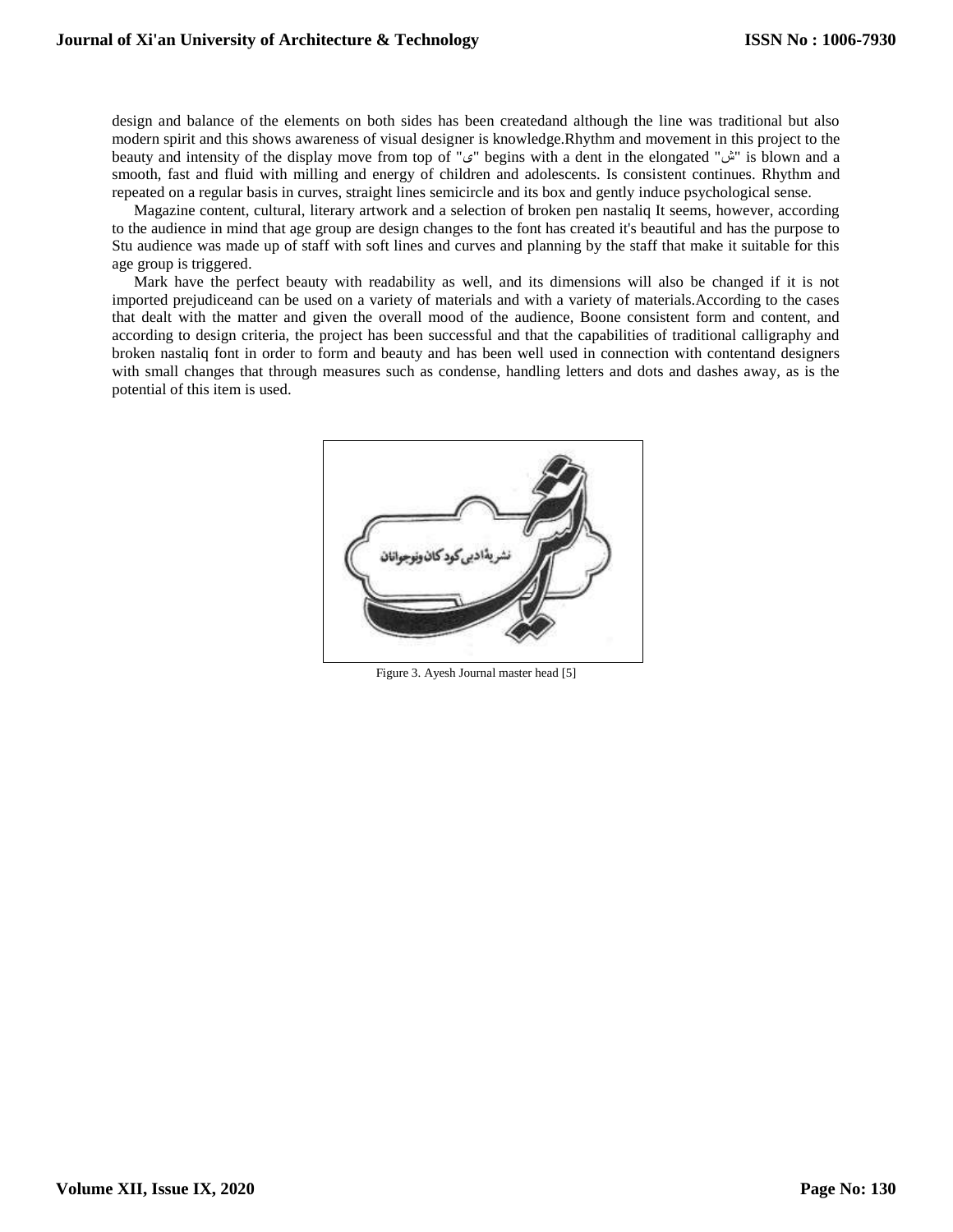design and balance of the elements on both sides has been createdand although the line was traditional but also modern spirit and this shows awareness of visual designer is knowledge.Rhythm and movement in this project to the beauty and intensity of the display move from top of "ی" begins with a dent in the elongated "ش" is blown and a smooth, fast and fluid with milling and energy of children and adolescents. Is consistent continues. Rhythm and repeated on a regular basis in curves, straight lines semicircle and its box and gently induce psychological sense.

Magazine content, cultural, literary artwork and a selection of broken pen nastaliq It seems, however, according to the audience in mind that age group are design changes to the font has created it's beautiful and has the purpose to Stu audience was made up of staff with soft lines and curves and planning by the staff that make it suitable for this age group is triggered.

Mark have the perfect beauty with readability as well, and its dimensions will also be changed if it is not imported prejudiceand can be used on a variety of materials and with a variety of materials.According to the cases that dealt with the matter and given the overall mood of the audience, Boone consistent form and content, and according to design criteria, the project has been successful and that the capabilities of traditional calligraphy and broken nastaliq font in order to form and beauty and has been well used in connection with contentand designers with small changes that through measures such as condense, handling letters and dots and dashes away, as is the potential of this item is used.

Figure 3. Ayesh Journal master head [5]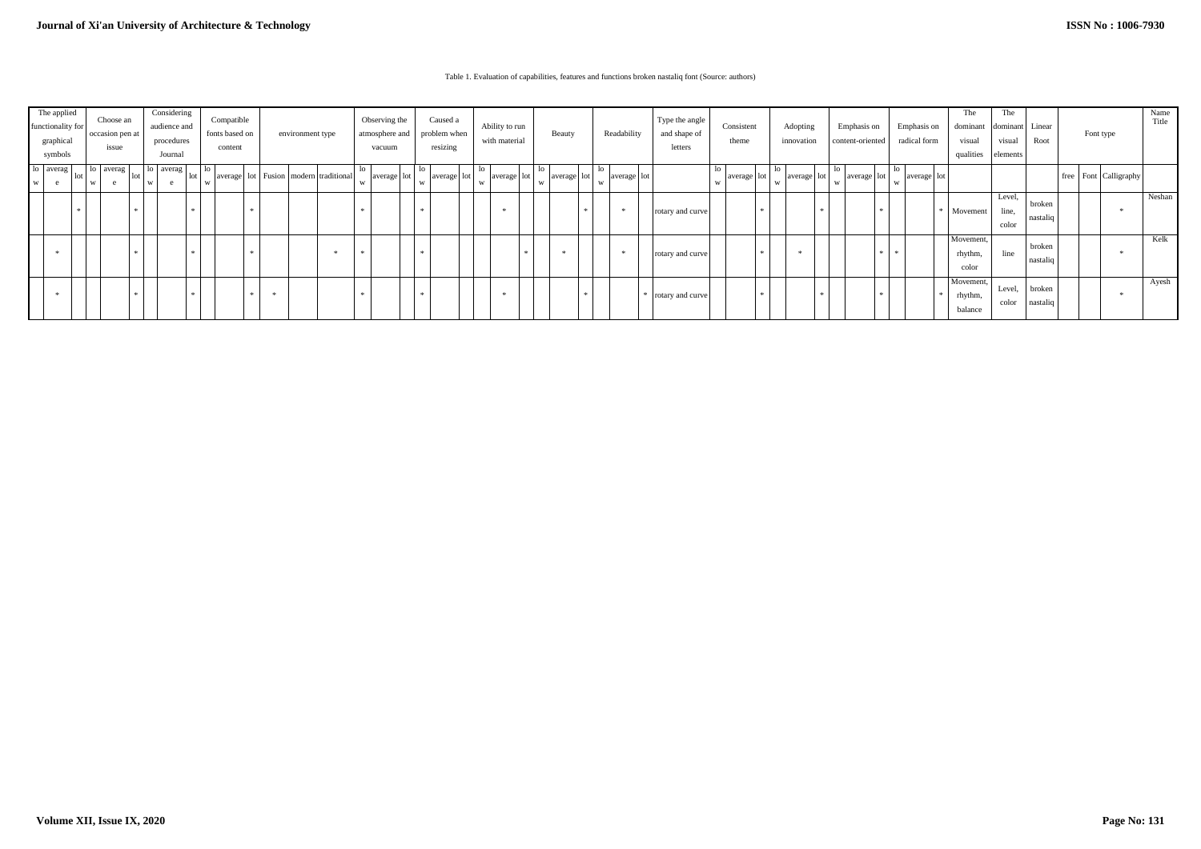Table 1. Evaluation of capabilities, features and functions broken nastaliq font (Source: authors)

| The applied functionality for graphical symbols | | | Choose an occasion pen at issue | | | Considering audience and procedures Journal | | | Compatible fonts based on content | | | environment type | | | Observing the atmosphere and vacuum | | | Caused a problem when resizing | | | Ability to run with material | | | Beauty | | | Readability | | | Type the angle and shape of letters | Consistent theme | | | Adopting innovation | | | Emphasis on content-oriented | | | Emphasis on radical form | | | The dominant visual qualities | The dominant visual elements | Linear Root | Font type | | | Name Title |
|---|---|---|---|---|---|---|---|---|---|---|---|---|---|---|---|---|---|---|---|---|---|---|---|---|---|---|---|---|---|---|---|---|---|---|---|---|---|---|---|---|---|---|---|---|---|---|---|---|---|
| low | average | lot | low | average | lot | low | average | lot | low | average | lot | Fusion | modern | traditional | low | average | lot | low | average | lot | low | average | lot | low | average | lot | low | average | lot | | low | average | lot | low | average | lot | low | average | lot | low | average | lot | | | | free | Font | Calligraphy | |
| | | * | | | * | | | * | | | * | | | | * | | | * | | | | * | | | | * | | * | | rotary and curve | | | * | | | * | | | * | | | * | Movement | Level, line, color | broken nastaliq | | | * | Neshan |
| | * | | | | * | | | * | | | * | | | * | * | | | * | | | | | * | | * | | | * | | rotary and curve | | | * | | * | | | | * | * | | | Movement, rhythm, color | line | broken nastaliq | | | * | Kelk |
| | * | | | | * | | | * | | | * | * | | | * | | | * | | | | * | | | | * | | | * | rotary and curve | | | * | | | * | | | * | | | * | Movement, rhythm, balance | Level, color | broken nastaliq | | | * | Ayesh |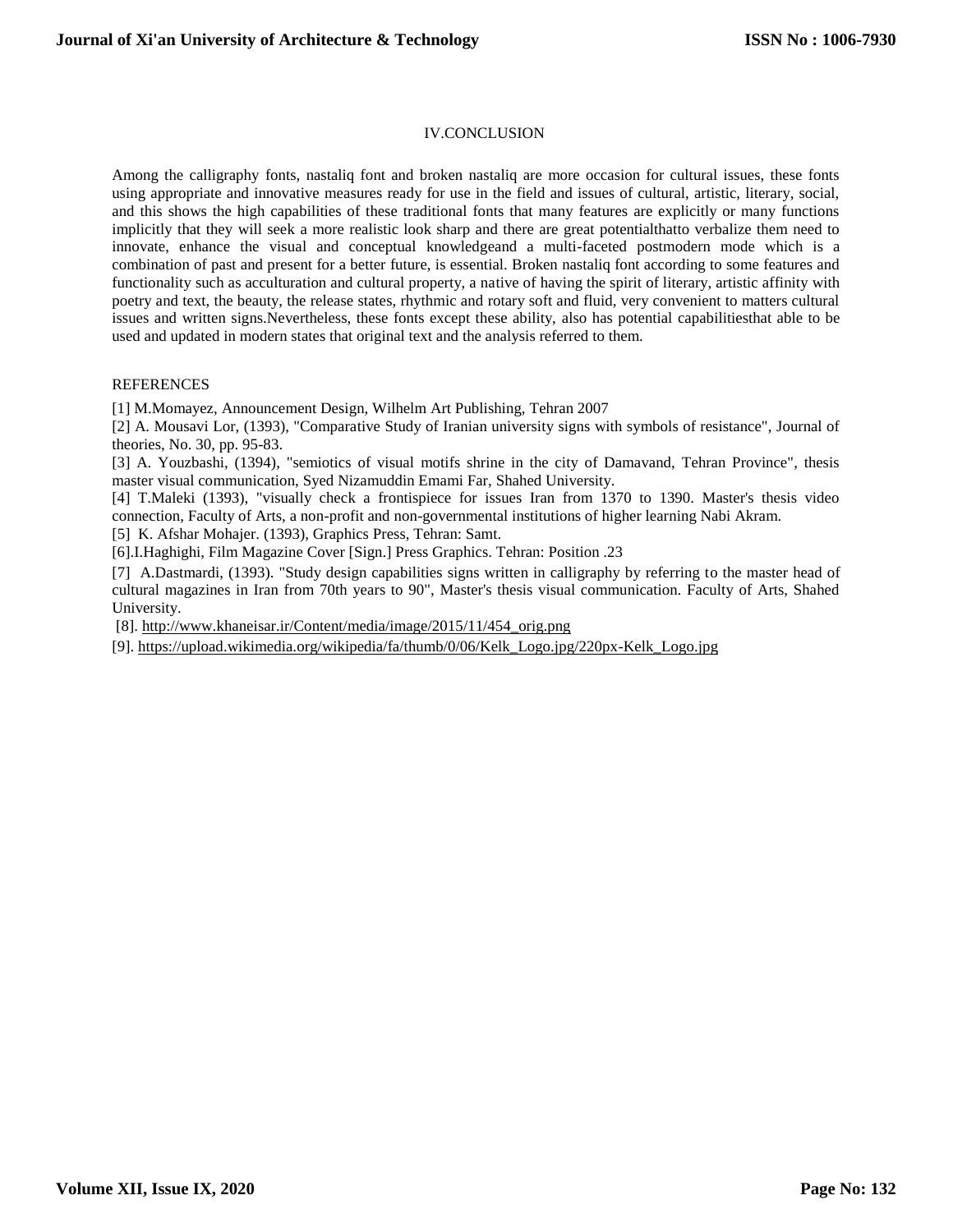## IV.CONCLUSION

Among the calligraphy fonts, nastaliq font and broken nastaliq are more occasion for cultural issues, these fonts using appropriate and innovative measures ready for use in the field and issues of cultural, artistic, literary, social, and this shows the high capabilities of these traditional fonts that many features are explicitly or many functions implicitly that they will seek a more realistic look sharp and there are great potentialthatto verbalize them need to innovate, enhance the visual and conceptual knowledgeand a multi-faceted postmodern mode which is a combination of past and present for a better future, is essential. Broken nastaliq font according to some features and functionality such as acculturation and cultural property, a native of having the spirit of literary, artistic affinity with poetry and text, the beauty, the release states, rhythmic and rotary soft and fluid, very convenient to matters cultural issues and written signs.Nevertheless, these fonts except these ability, also has potential capabilitiesthat able to be used and updated in modern states that original text and the analysis referred to them.

## REFERENCES

[1] M.Momayez, Announcement Design, Wilhelm Art Publishing, Tehran 2007

[2] A. Mousavi Lor, (1393), "Comparative Study of Iranian university signs with symbols of resistance", Journal of theories, No. 30, pp. 95-83.

[3] A. Youzbashi, (1394), "semiotics of visual motifs shrine in the city of Damavand, Tehran Province", thesis master visual communication, Syed Nizamuddin Emami Far, Shahed University.

[4] T.Maleki (1393), "visually check a frontispiece for issues Iran from 1370 to 1390. Master's thesis video connection, Faculty of Arts, a non-profit and non-governmental institutions of higher learning Nabi Akram.

[5] K. Afshar Mohajer. (1393), Graphics Press, Tehran: Samt.

[6].I.Haghighi, Film Magazine Cover [Sign.] Press Graphics. Tehran: Position .23

[7] A.Dastmardi, (1393). "Study design capabilities signs written in calligraphy by referring to the master head of cultural magazines in Iran from 70th years to 90", Master's thesis visual communication. Faculty of Arts, Shahed University.

[8]. http://www.khaneisar.ir/Content/media/image/2015/11/454_orig.png

[9]. https://upload.wikimedia.org/wikipedia/fa/thumb/0/06/Kelk_Logo.jpg/220px-Kelk_Logo.jpg